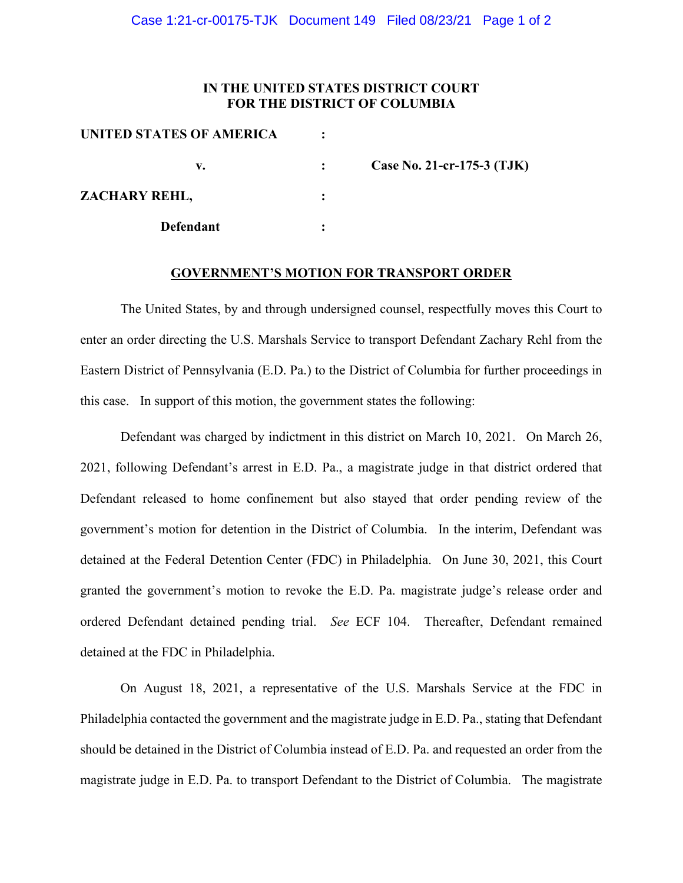**IN THE UNITED STATES DISTRICT COURT**
**FOR THE DISTRICT OF COLUMBIA**

| | | |
|---|---|---|
| **UNITED STATES OF AMERICA** | : | |
| **v.** | : | **Case No. 21-cr-175-3 (TJK)** |
| **ZACHARY REHL,** | : | |
| **Defendant** | : | |

## GOVERNMENT'S MOTION FOR TRANSPORT ORDER

The United States, by and through undersigned counsel, respectfully moves this Court to enter an order directing the U.S. Marshals Service to transport Defendant Zachary Rehl from the Eastern District of Pennsylvania (E.D. Pa.) to the District of Columbia for further proceedings in this case. In support of this motion, the government states the following:

Defendant was charged by indictment in this district on March 10, 2021. On March 26, 2021, following Defendant's arrest in E.D. Pa., a magistrate judge in that district ordered that Defendant released to home confinement but also stayed that order pending review of the government's motion for detention in the District of Columbia. In the interim, Defendant was detained at the Federal Detention Center (FDC) in Philadelphia. On June 30, 2021, this Court granted the government's motion to revoke the E.D. Pa. magistrate judge's release order and ordered Defendant detained pending trial. *See* ECF 104. Thereafter, Defendant remained detained at the FDC in Philadelphia.

On August 18, 2021, a representative of the U.S. Marshals Service at the FDC in Philadelphia contacted the government and the magistrate judge in E.D. Pa., stating that Defendant should be detained in the District of Columbia instead of E.D. Pa. and requested an order from the magistrate judge in E.D. Pa. to transport Defendant to the District of Columbia. The magistrate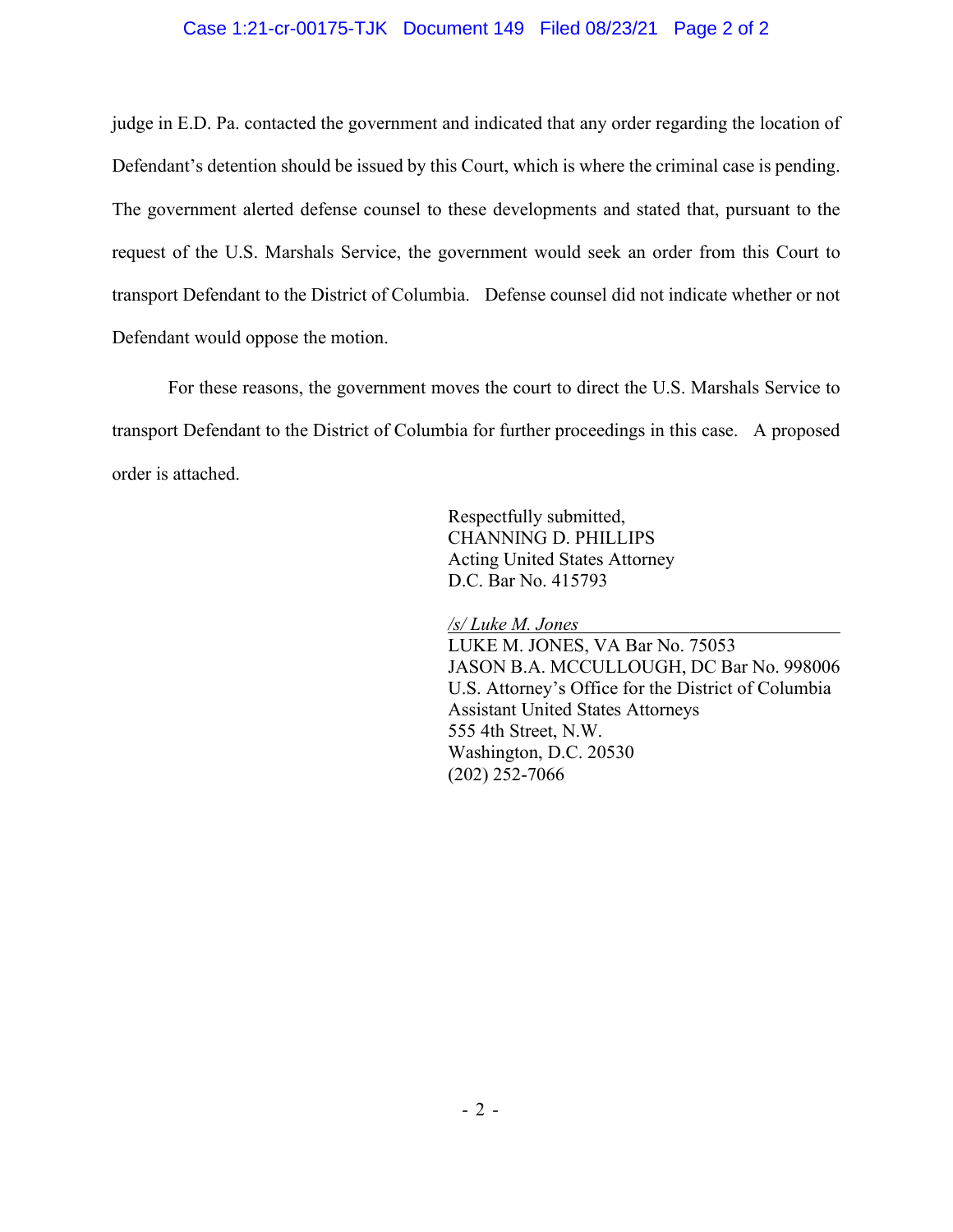judge in E.D. Pa. contacted the government and indicated that any order regarding the location of Defendant's detention should be issued by this Court, which is where the criminal case is pending. The government alerted defense counsel to these developments and stated that, pursuant to the request of the U.S. Marshals Service, the government would seek an order from this Court to transport Defendant to the District of Columbia. Defense counsel did not indicate whether or not Defendant would oppose the motion.

For these reasons, the government moves the court to direct the U.S. Marshals Service to transport Defendant to the District of Columbia for further proceedings in this case. A proposed order is attached.

Respectfully submitted,
CHANNING D. PHILLIPS
Acting United States Attorney
D.C. Bar No. 415793

*/s/ Luke M. Jones*
LUKE M. JONES, VA Bar No. 75053
JASON B.A. MCCULLOUGH, DC Bar No. 998006
U.S. Attorney's Office for the District of Columbia
Assistant United States Attorneys
555 4th Street, N.W.
Washington, D.C. 20530
(202) 252-7066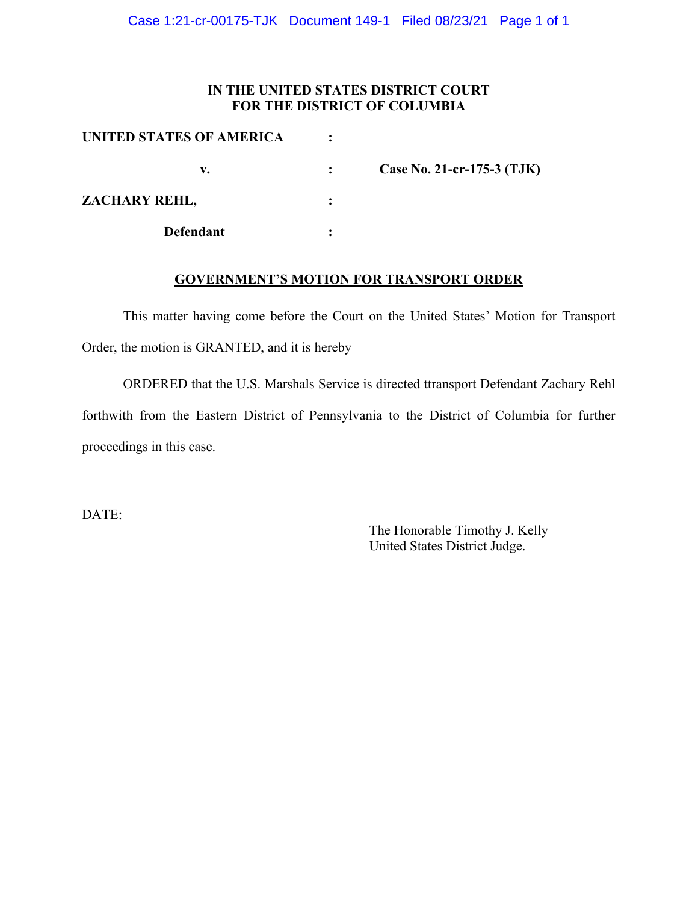**IN THE UNITED STATES DISTRICT COURT**
**FOR THE DISTRICT OF COLUMBIA**

| | | |
|---|---|---|
| **UNITED STATES OF AMERICA** | **:** | |
| **v.** | **:** | **Case No. 21-cr-175-3 (TJK)** |
| **ZACHARY REHL,** | **:** | |
| **Defendant** | **:** | |

## GOVERNMENT'S MOTION FOR TRANSPORT ORDER

This matter having come before the Court on the United States' Motion for Transport Order, the motion is GRANTED, and it is hereby

ORDERED that the U.S. Marshals Service is directed ttransport Defendant Zachary Rehl forthwith from the Eastern District of Pennsylvania to the District of Columbia for further proceedings in this case.

DATE:

\_\_\_\_\_\_\_\_\_\_\_\_\_\_\_\_\_\_\_\_\_\_\_\_\_\_\_\_\_\_\_\_\_\_\_\_
The Honorable Timothy J. Kelly
United States District Judge.